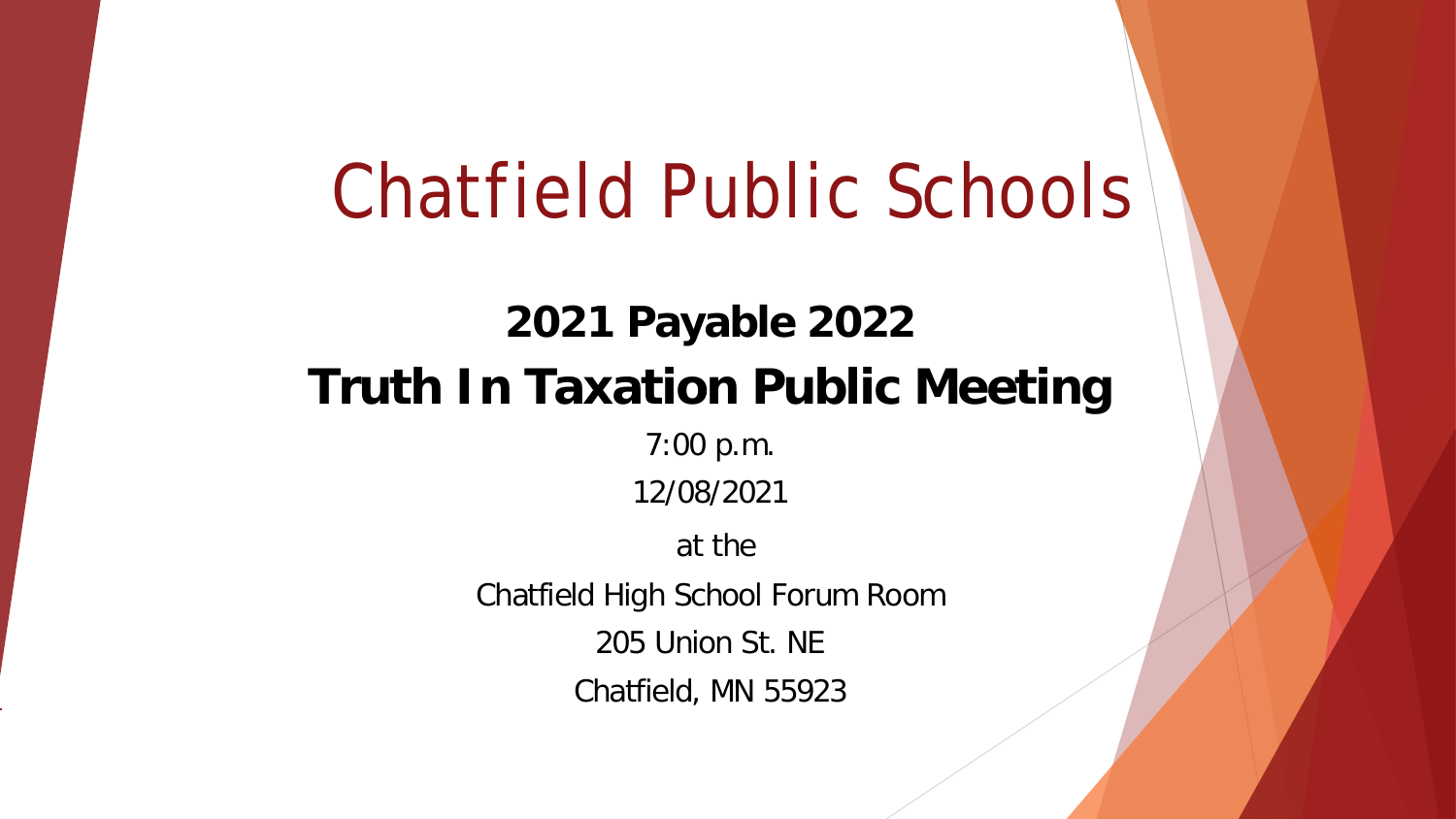# Chatfield Public Schools

## 2021 Payable 2022
## Truth In Taxation Public Meeting

7:00 p.m.

12/08/2021

at the

Chatfield High School Forum Room

205 Union St. NE

Chatfield, MN 55923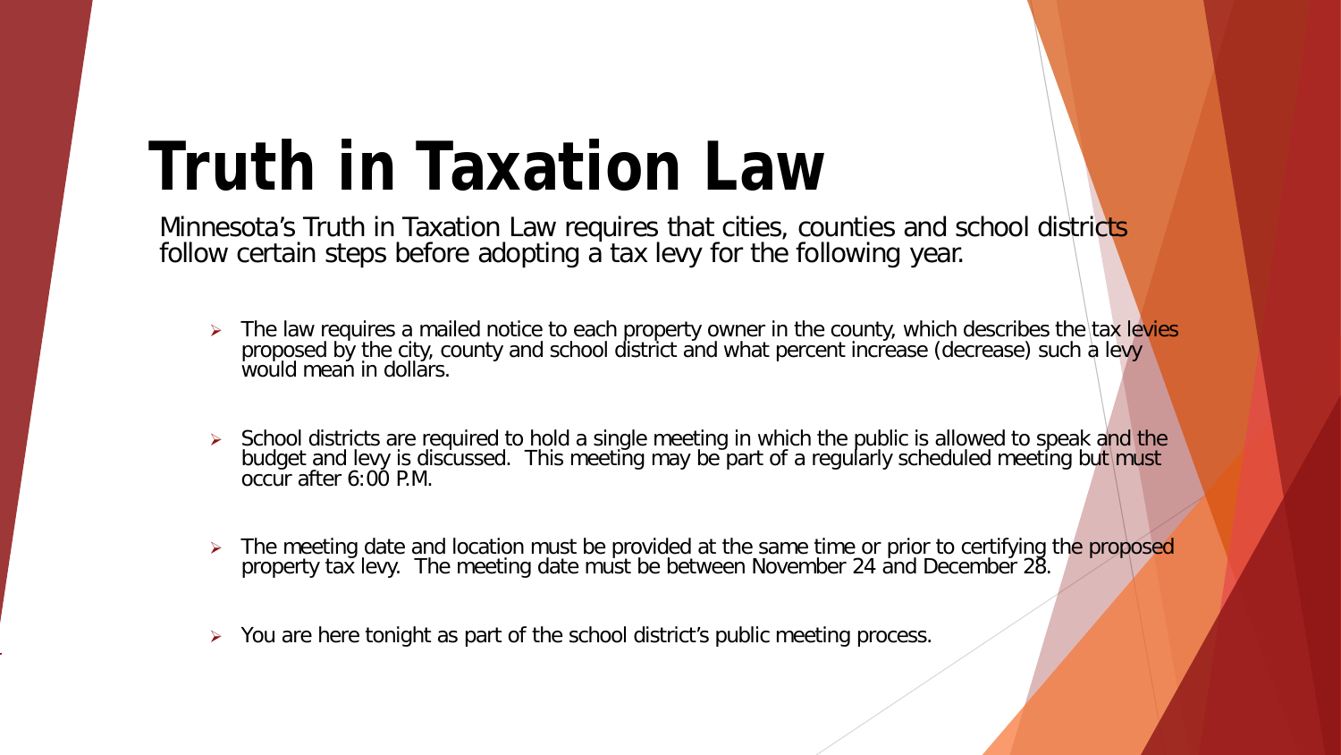# Truth in Taxation Law

Minnesota’s Truth in Taxation Law requires that cities, counties and school districts follow certain steps before adopting a tax levy for the following year.

- The law requires a mailed notice to each property owner in the county, which describes the tax levies proposed by the city, county and school district and what percent increase (decrease) such a levy would mean in dollars.
- School districts are required to hold a single meeting in which the public is allowed to speak and the budget and levy is discussed. This meeting may be part of a regularly scheduled meeting but must occur after 6:00 P.M.
- The meeting date and location must be provided at the same time or prior to certifying the proposed property tax levy. The meeting date must be between November 24 and December 28.
- You are here tonight as part of the school district’s public meeting process.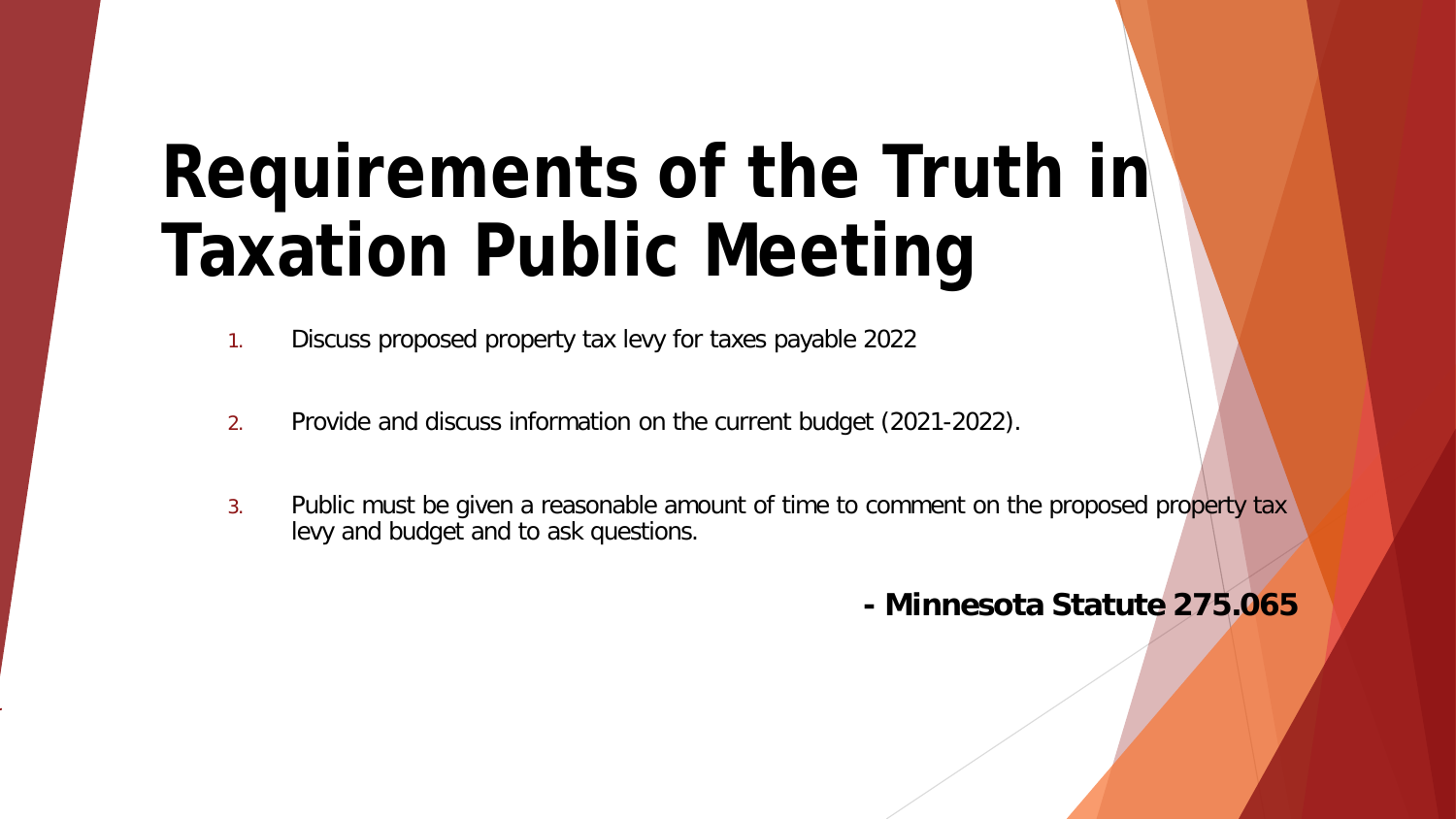# Requirements of the Truth in Taxation Public Meeting

1. Discuss proposed property tax levy for taxes payable 2022

2. Provide and discuss information on the current budget (2021-2022).

3. Public must be given a reasonable amount of time to comment on the proposed property tax levy and budget and to ask questions.

**- Minnesota Statute 275.065**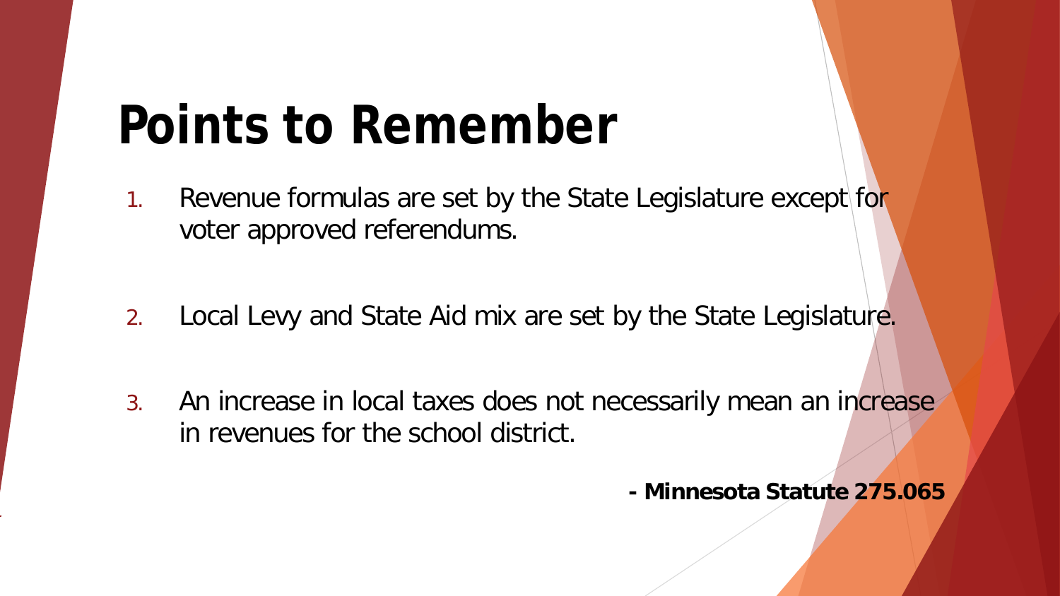# Points to Remember

1. Revenue formulas are set by the State Legislature except for voter approved referendums.

2. Local Levy and State Aid mix are set by the State Legislature.

3. An increase in local taxes does not necessarily mean an increase in revenues for the school district.

**- Minnesota Statute 275.065**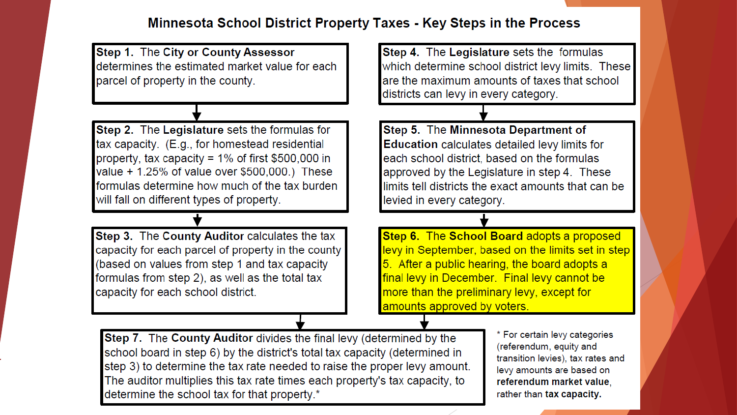# Minnesota School District Property Taxes - Key Steps in the Process

**Step 1.** The **City or County Assessor** determines the estimated market value for each parcel of property in the county.

**Step 2.** The **Legislature** sets the formulas for tax capacity. (E.g., for homestead residential property, tax capacity = 1% of first $500,000 in value + 1.25% of value over $500,000.) These formulas determine how much of the tax burden will fall on different types of property.

**Step 3.** The **County Auditor** calculates the tax capacity for each parcel of property in the county (based on values from step 1 and tax capacity formulas from step 2), as well as the total tax capacity for each school district.

**Step 4.** The **Legislature** sets the formulas which determine school district levy limits. These are the maximum amounts of taxes that school districts can levy in every category.

**Step 5.** The **Minnesota Department of Education** calculates detailed levy limits for each school district, based on the formulas approved by the Legislature in step 4. These limits tell districts the exact amounts that can be levied in every category.

**Step 6.** The **School Board** adopts a proposed levy in September, based on the limits set in step 5. After a public hearing, the board adopts a final levy in December. Final levy cannot be more than the preliminary levy, except for amounts approved by voters.

**Step 7.** The **County Auditor** divides the final levy (determined by the school board in step 6) by the district's total tax capacity (determined in step 3) to determine the tax rate needed to raise the proper levy amount. The auditor multiplies this tax rate times each property's tax capacity, to determine the school tax for that property.*

* For certain levy categories (referendum, equity and transition levies), tax rates and levy amounts are based on **referendum market value**, rather than **tax capacity.**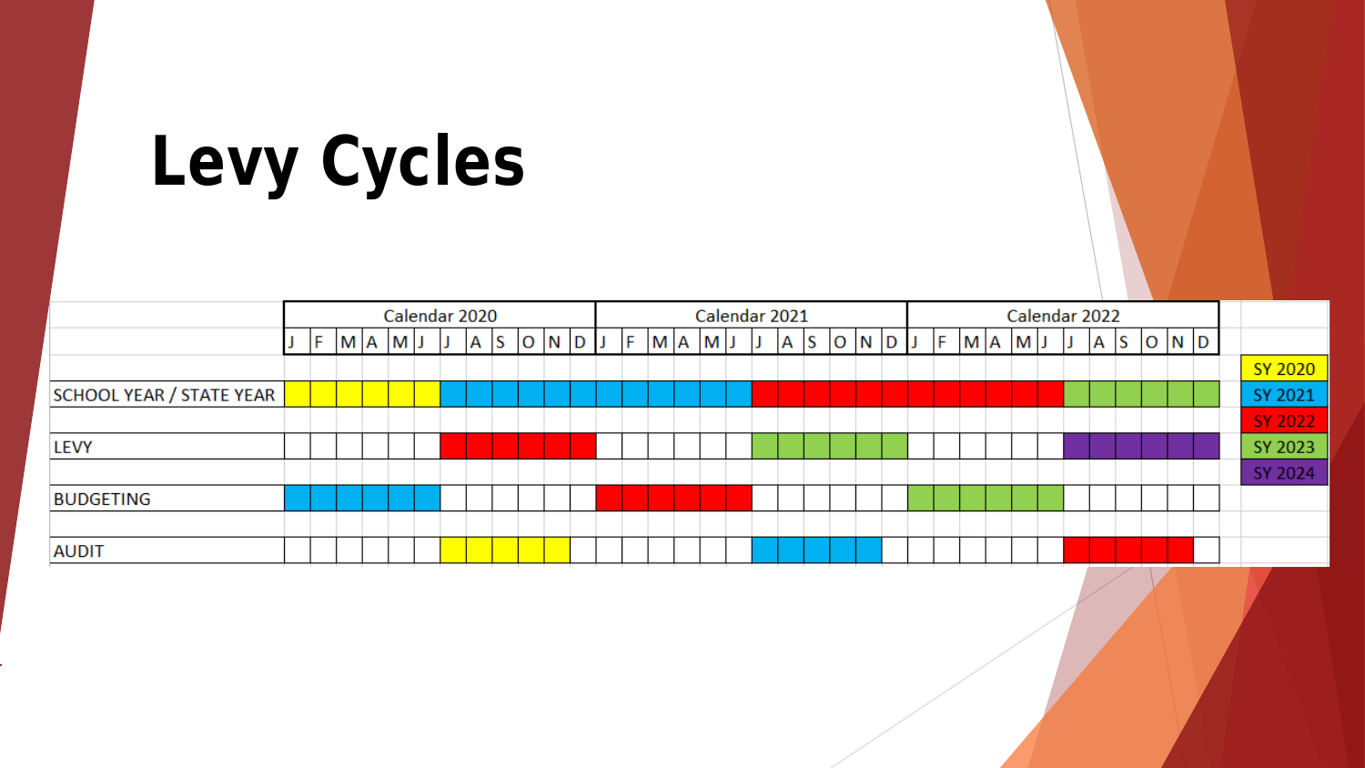# Levy Cycles

| | Calendar 2020 | | | | | | | | | | | | Calendar 2021 | | | | | | | | | | | | Calendar 2022 | | | | | | | | | | | |
|---|---|---|---|---|---|---|---|---|---|---|---|---|---|---|---|---|---|---|---|---|---|---|---|---|---|---|---|---|---|---|---|---|---|---|---|---|
| | J | F | M | A | M | J | J | A | S | O | N | D | J | F | M | A | M | J | J | A | S | O | N | D | J | F | M | A | M | J | J | A | S | O | N | D |
| SCHOOL YEAR / STATE YEAR | SY 2020 | SY 2020 | SY 2020 | SY 2020 | SY 2020 | SY 2020 | SY 2021 | SY 2021 | SY 2021 | SY 2021 | SY 2021 | SY 2021 | SY 2021 | SY 2021 | SY 2021 | SY 2021 | SY 2021 | SY 2021 | SY 2022 | SY 2022 | SY 2022 | SY 2022 | SY 2022 | SY 2022 | SY 2022 | SY 2022 | SY 2022 | SY 2022 | SY 2022 | SY 2022 | SY 2023 | SY 2023 | SY 2023 | SY 2023 | SY 2023 | SY 2023 |
| LEVY | | | | | | | SY 2022 | SY 2022 | SY 2022 | SY 2022 | SY 2022 | SY 2022 | | | | | | | SY 2023 | SY 2023 | SY 2023 | SY 2023 | SY 2023 | SY 2023 | | | | | | | SY 2024 | SY 2024 | SY 2024 | SY 2024 | SY 2024 | SY 2024 |
| BUDGETING | SY 2021 | SY 2021 | SY 2021 | SY 2021 | SY 2021 | SY 2021 | | | | | | | SY 2022 | SY 2022 | SY 2022 | SY 2022 | SY 2022 | SY 2022 | | | | | | | SY 2023 | SY 2023 | SY 2023 | SY 2023 | SY 2023 | SY 2023 | | | | | | |
| AUDIT | | | | | | | SY 2020 | SY 2020 | SY 2020 | SY 2020 | SY 2020 | | | | | | | | SY 2021 | SY 2021 | SY 2021 | SY 2021 | SY 2021 | | | | | | | | SY 2022 | SY 2022 | SY 2022 | SY 2022 | SY 2022 | |

Legend:

- SY 2020
- SY 2021
- SY 2022
- SY 2023
- SY 2024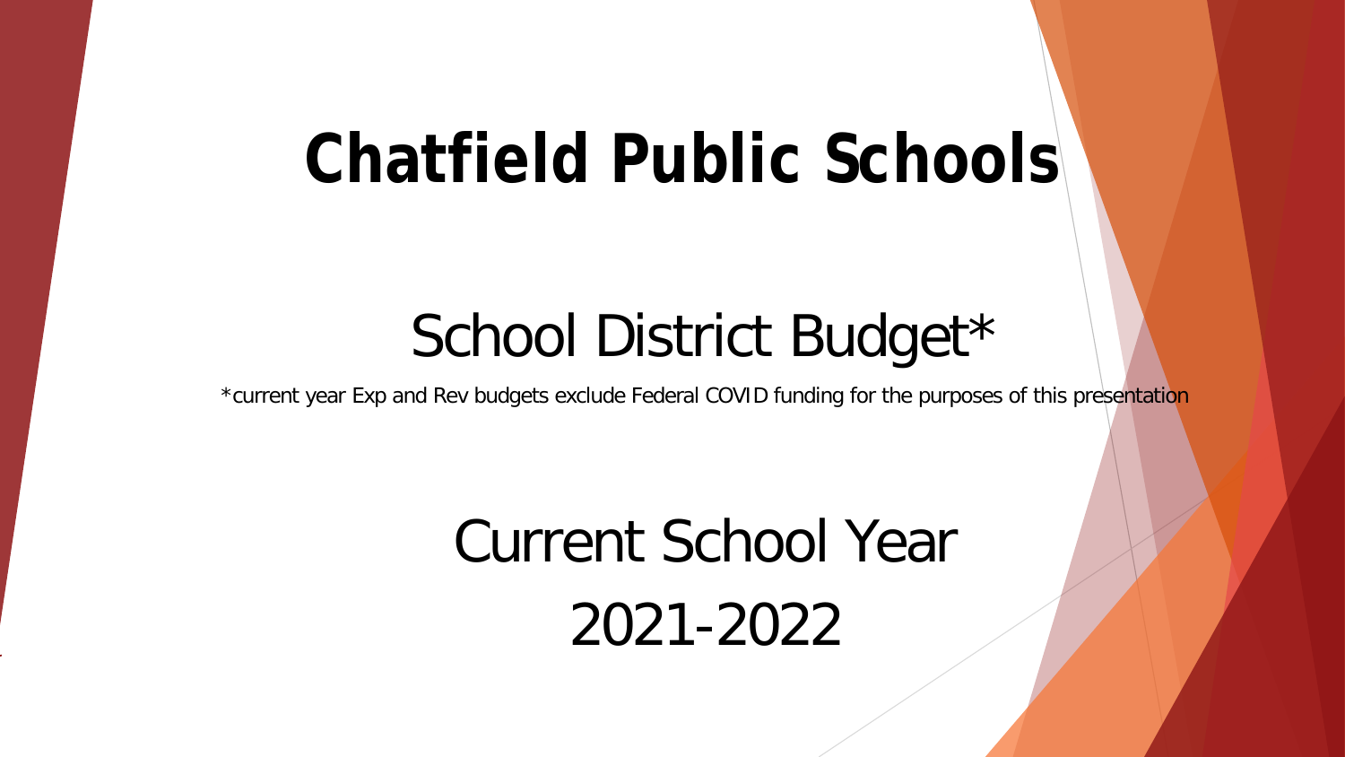# Chatfield Public Schools

## School District Budget*

*current year Exp and Rev budgets exclude Federal COVID funding for the purposes of this presentation

## Current School Year 2021-2022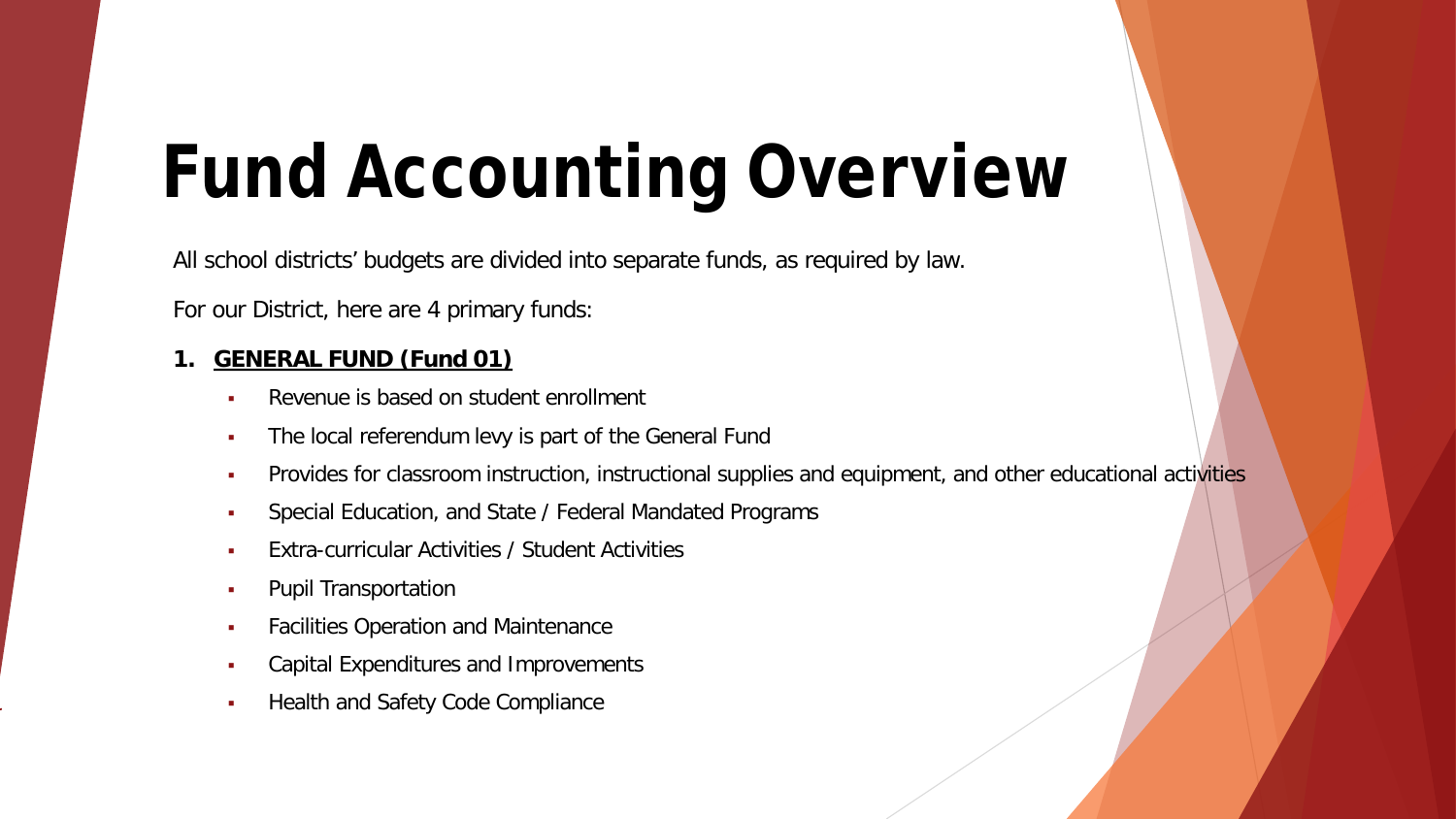# Fund Accounting Overview

All school districts' budgets are divided into separate funds, as required by law.

For our District, here are 4 primary funds:

1. **GENERAL FUND (Fund 01)**
   - Revenue is based on student enrollment
   - The local referendum levy is part of the General Fund
   - Provides for classroom instruction, instructional supplies and equipment, and other educational activities
   - Special Education, and State / Federal Mandated Programs
   - Extra-curricular Activities / Student Activities
   - Pupil Transportation
   - Facilities Operation and Maintenance
   - Capital Expenditures and Improvements
   - Health and Safety Code Compliance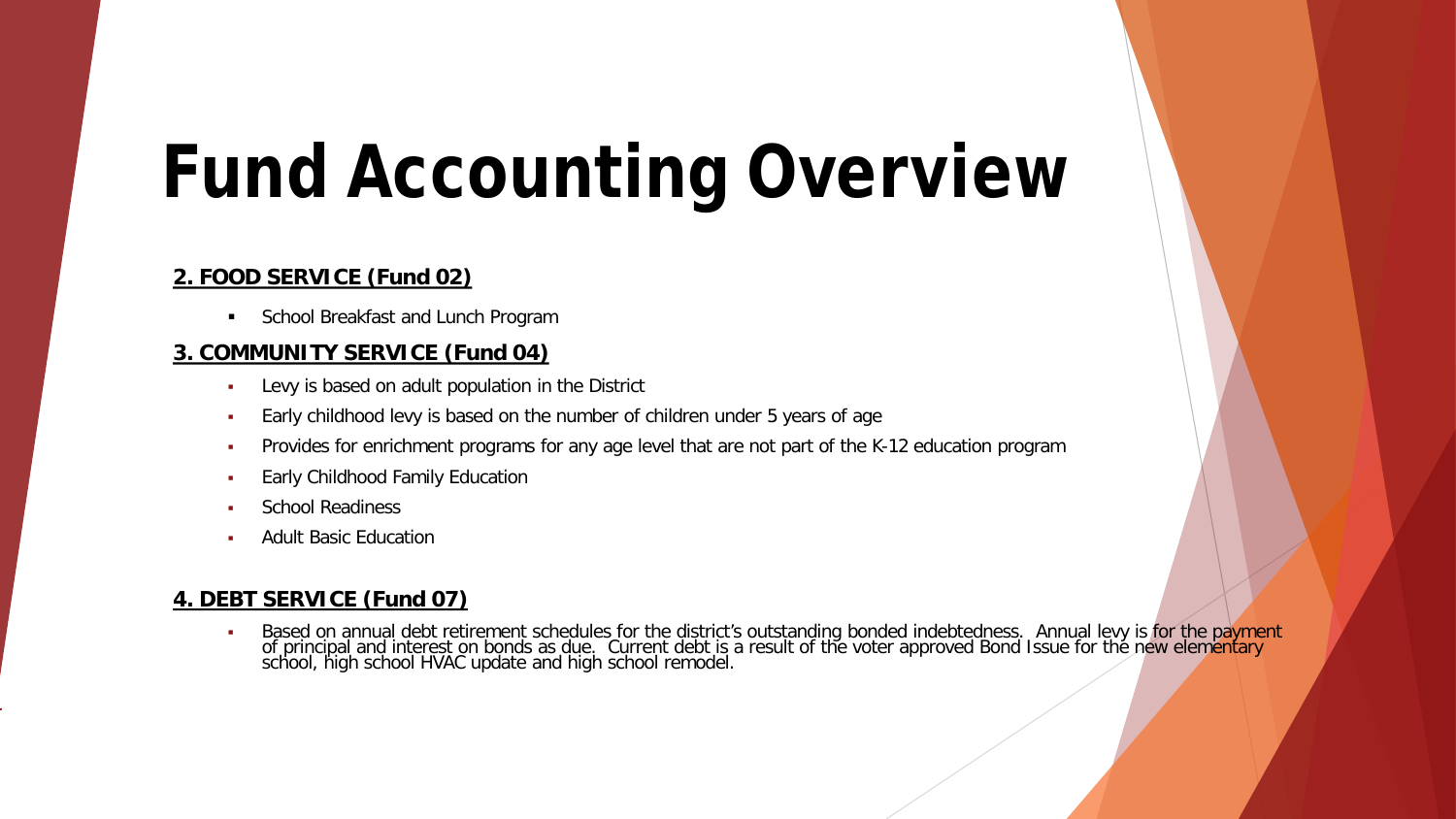# Fund Accounting Overview

**2. FOOD SERVICE (Fund 02)**

- School Breakfast and Lunch Program

**3. COMMUNITY SERVICE (Fund 04)**

- Levy is based on adult population in the District
- Early childhood levy is based on the number of children under 5 years of age
- Provides for enrichment programs for any age level that are not part of the K-12 education program
- Early Childhood Family Education
- School Readiness
- Adult Basic Education

**4. DEBT SERVICE (Fund 07)**

- Based on annual debt retirement schedules for the district's outstanding bonded indebtedness. Annual levy is for the payment of principal and interest on bonds as due. Current debt is a result of the voter approved Bond Issue for the new elementary school, high school HVAC update and high school remodel.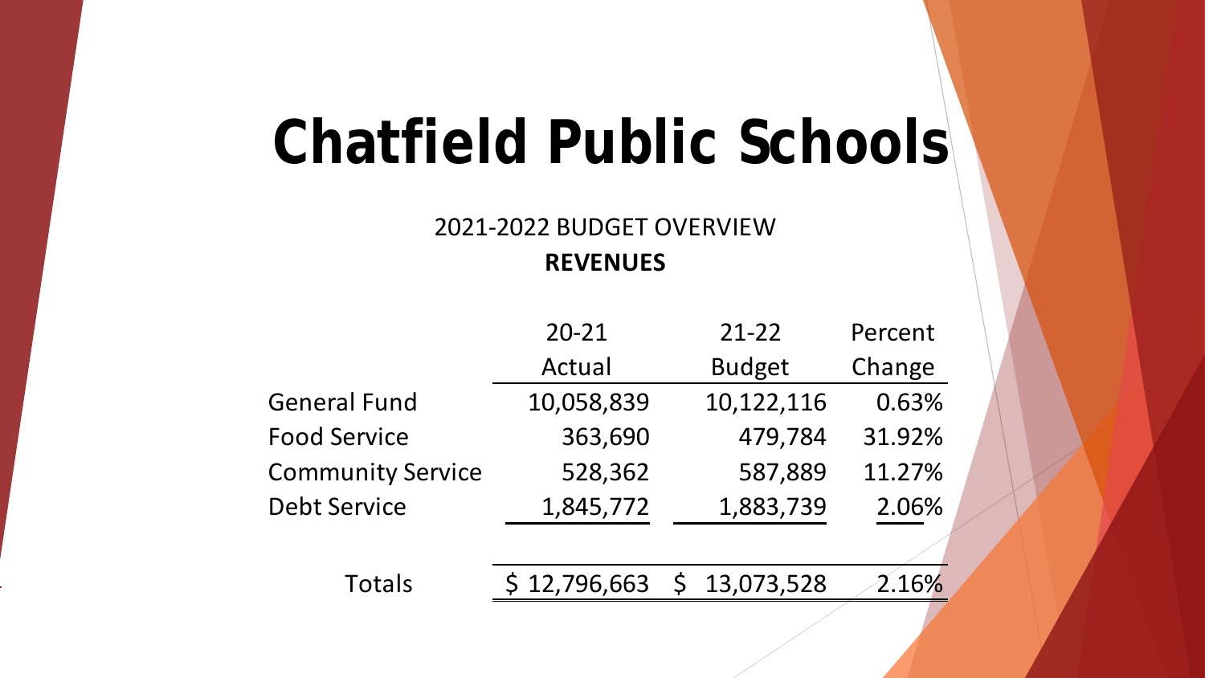# Chatfield Public Schools

2021-2022 BUDGET OVERVIEW

**REVENUES**

| | 20-21 Actual | 21-22 Budget | Percent Change |
|---|---|---|---|
| General Fund | 10,058,839 | 10,122,116 | 0.63% |
| Food Service | 363,690 | 479,784 | 31.92% |
| Community Service | 528,362 | 587,889 | 11.27% |
| Debt Service | 1,845,772 | 1,883,739 | 2.06% |
| Totals | $ 12,796,663 | $ 13,073,528 | 2.16% |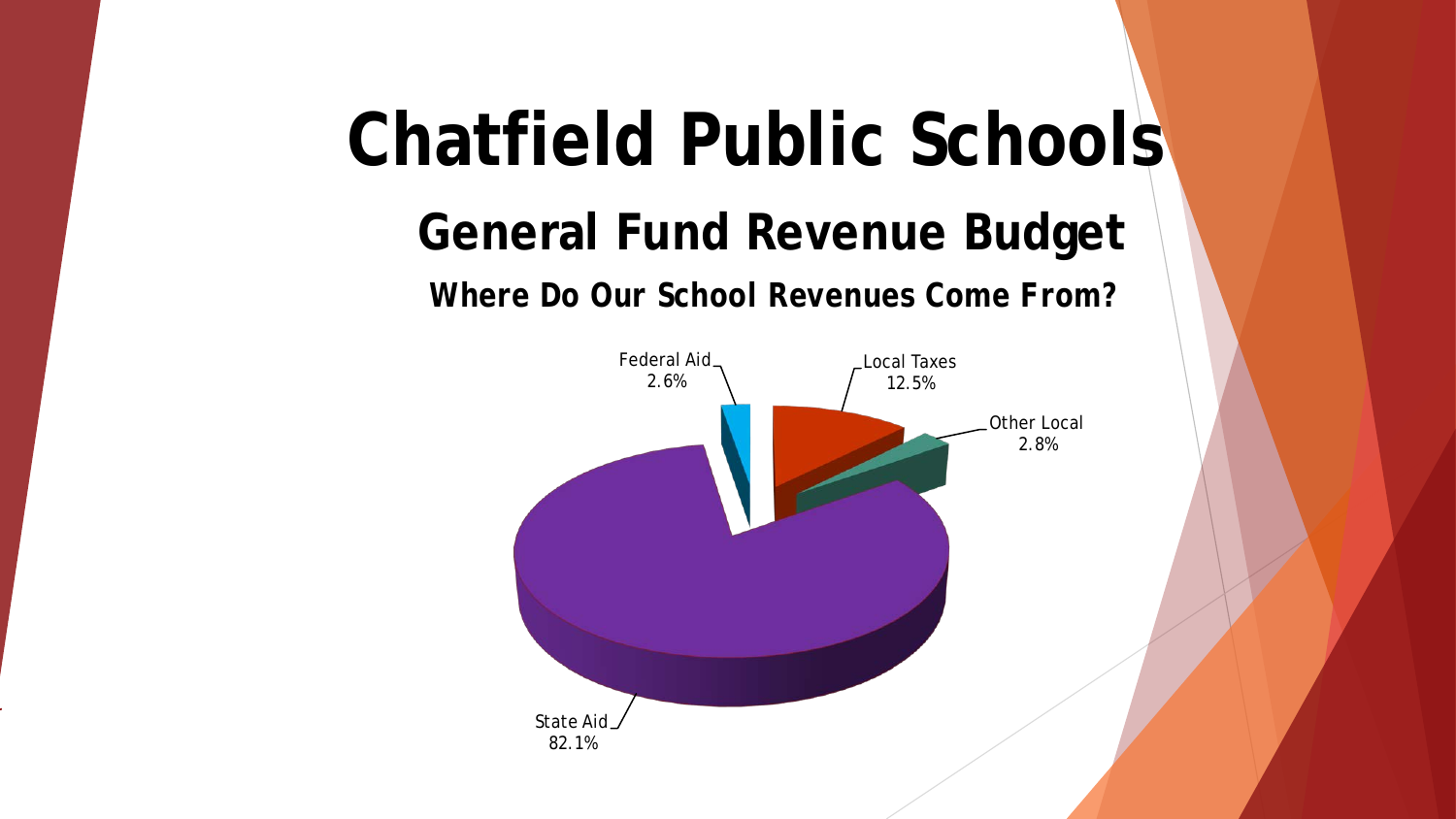# Chatfield Public Schools

## General Fund Revenue Budget

### Where Do Our School Revenues Come From?

Federal Aid 2.6%

Local Taxes 12.5%

Other Local 2.8%

State Aid 82.1%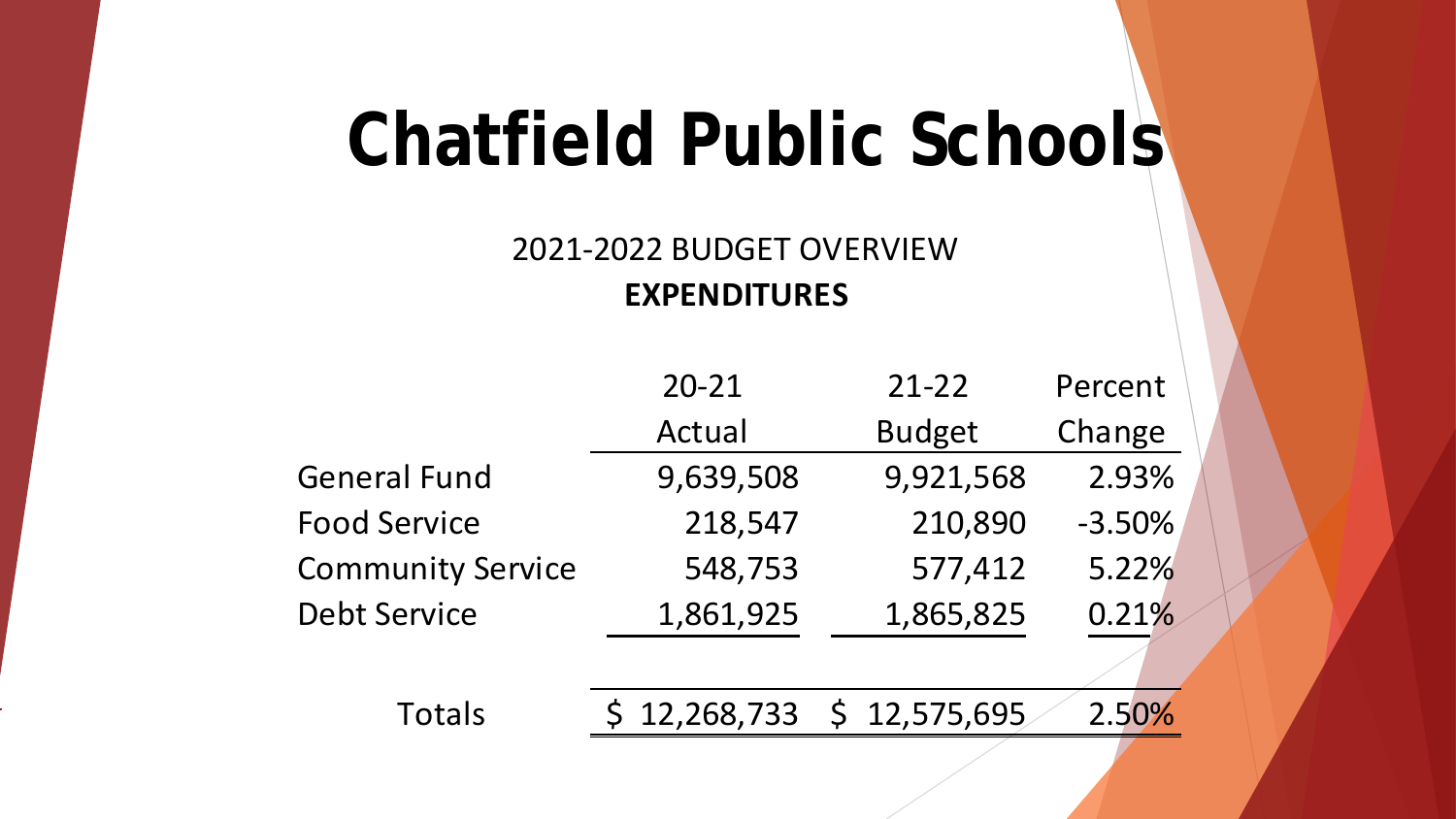# Chatfield Public Schools

2021-2022 BUDGET OVERVIEW

**EXPENDITURES**

| | 20-21 Actual | 21-22 Budget | Percent Change |
|---|---|---|---|
| General Fund | 9,639,508 | 9,921,568 | 2.93% |
| Food Service | 218,547 | 210,890 | -3.50% |
| Community Service | 548,753 | 577,412 | 5.22% |
| Debt Service | 1,861,925 | 1,865,825 | 0.21% |
| Totals | $ 12,268,733 | $ 12,575,695 | 2.50% |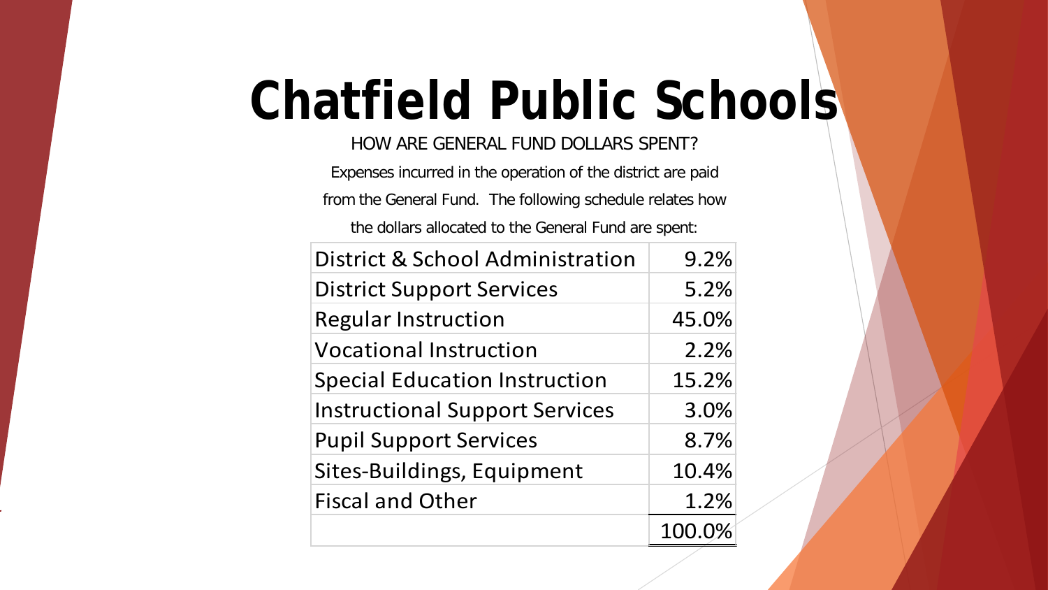# Chatfield Public Schools

HOW ARE GENERAL FUND DOLLARS SPENT?

Expenses incurred in the operation of the district are paid from the General Fund. The following schedule relates how the dollars allocated to the General Fund are spent:

| | |
|---|---:|
| District & School Administration | 9.2% |
| District Support Services | 5.2% |
| Regular Instruction | 45.0% |
| Vocational Instruction | 2.2% |
| Special Education Instruction | 15.2% |
| Instructional Support Services | 3.0% |
| Pupil Support Services | 8.7% |
| Sites-Buildings, Equipment | 10.4% |
| Fiscal and Other | 1.2% |
| | 100.0% |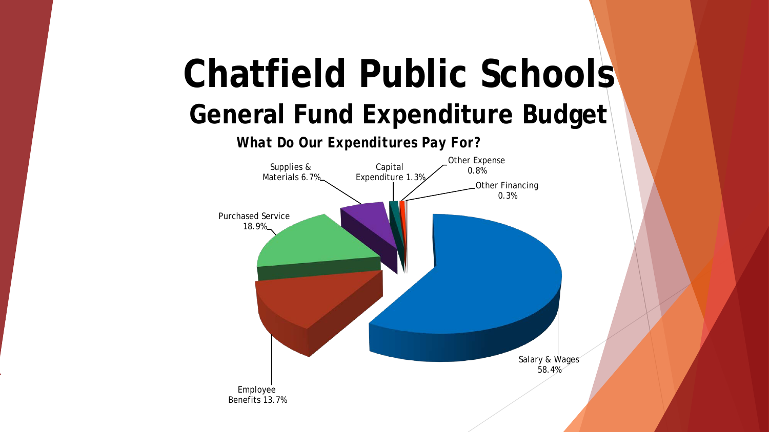# Chatfield Public Schools

## General Fund Expenditure Budget

**What Do Our Expenditures Pay For?**

- Salary & Wages 58.4%
- Employee Benefits 13.7%
- Purchased Service 18.9%
- Supplies & Materials 6.7%
- Capital Expenditure 1.3%
- Other Expense 0.8%
- Other Financing 0.3%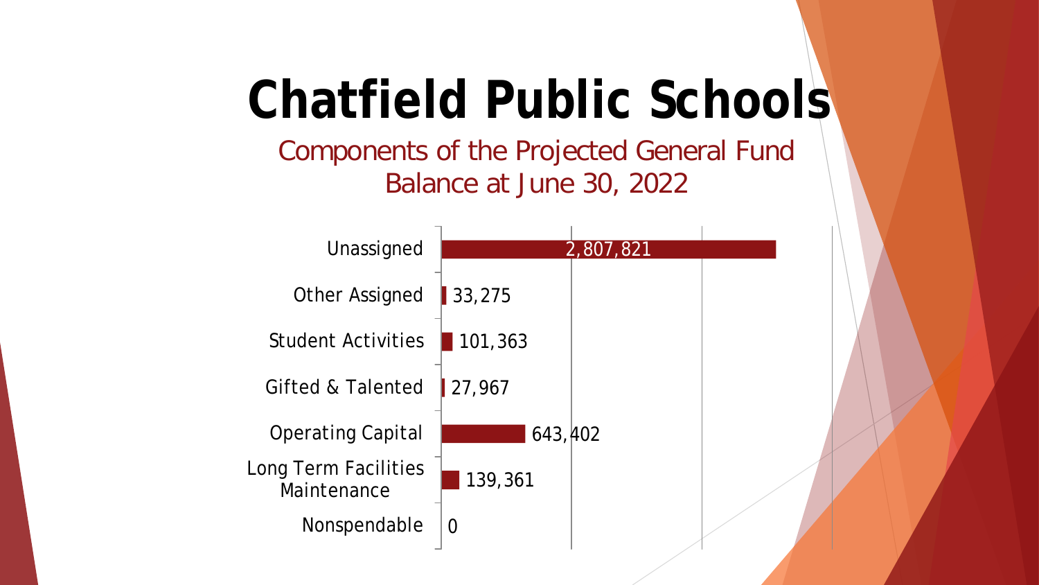# Chatfield Public Schools

## Components of the Projected General Fund Balance at June 30, 2022

| Component | Amount |
| --- | --- |
| Unassigned | 2,807,821 |
| Other Assigned | 33,275 |
| Student Activities | 101,363 |
| Gifted & Talented | 27,967 |
| Operating Capital | 643,402 |
| Long Term Facilities Maintenance | 139,361 |
| Nonspendable | 0 |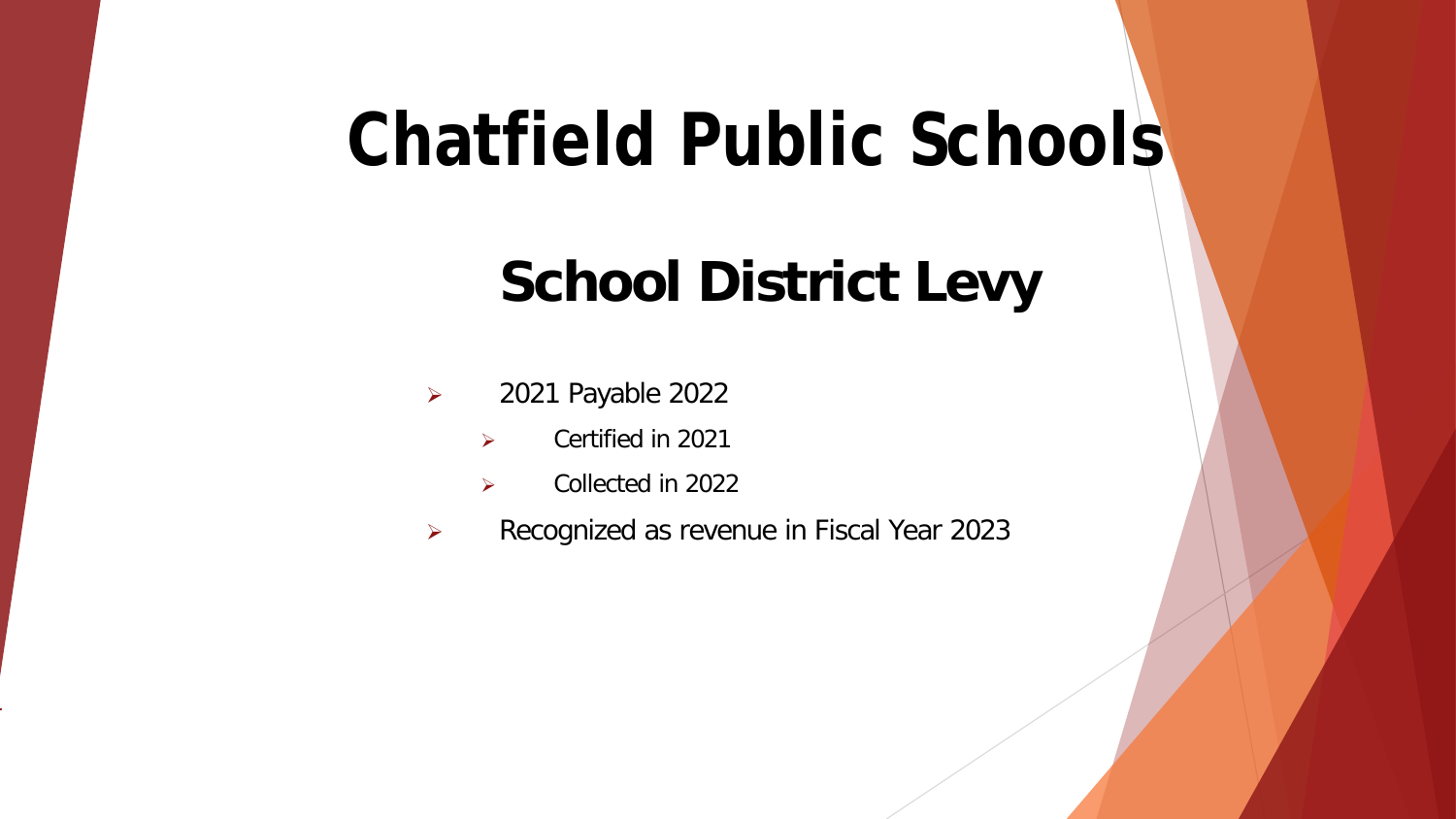# Chatfield Public Schools

## School District Levy

- 2021 Payable 2022
  - Certified in 2021
  - Collected in 2022
- Recognized as revenue in Fiscal Year 2023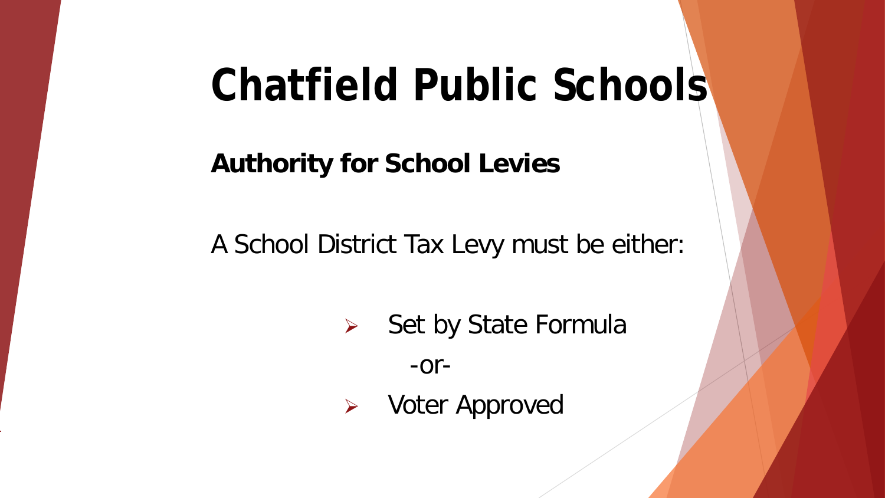# Chatfield Public Schools

**Authority for School Levies**

A School District Tax Levy must be either:

- Set by State Formula

  -or-

- Voter Approved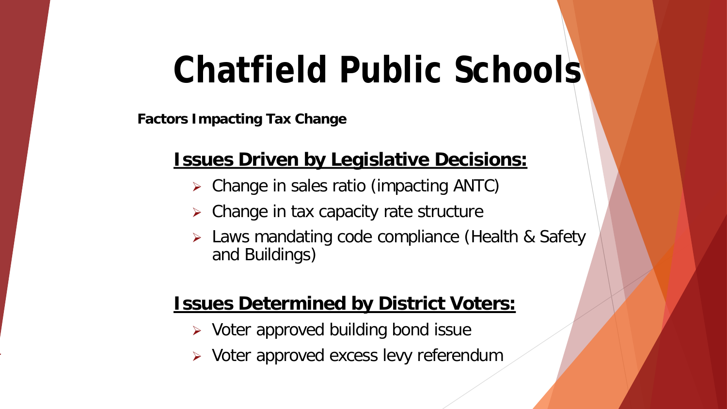# Chatfield Public Schools

**Factors Impacting Tax Change**

## Issues Driven by Legislative Decisions:

- Change in sales ratio (impacting ANTC)
- Change in tax capacity rate structure
- Laws mandating code compliance (Health & Safety and Buildings)

## Issues Determined by District Voters:

- Voter approved building bond issue
- Voter approved excess levy referendum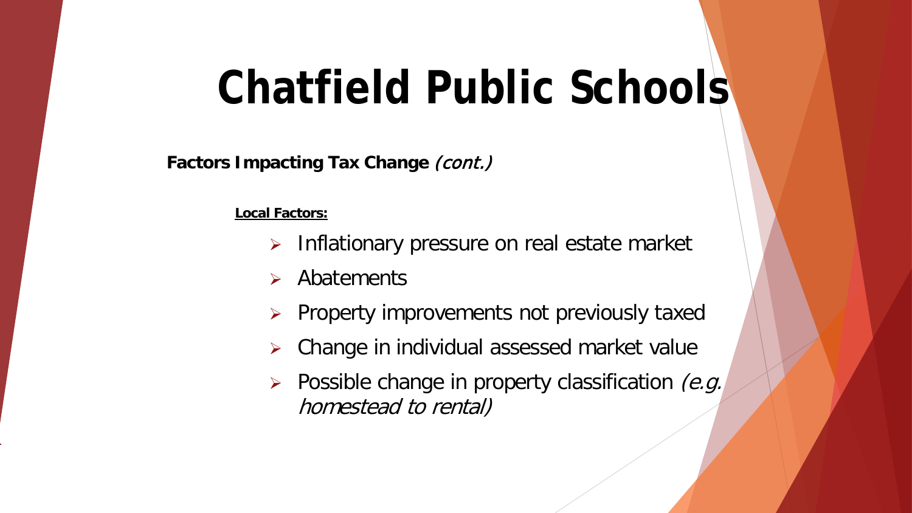# Chatfield Public Schools

**Factors Impacting Tax Change** *(cont.)*

**Local Factors:**

- Inflationary pressure on real estate market
- Abatements
- Property improvements not previously taxed
- Change in individual assessed market value
- Possible change in property classification *(e.g. homestead to rental)*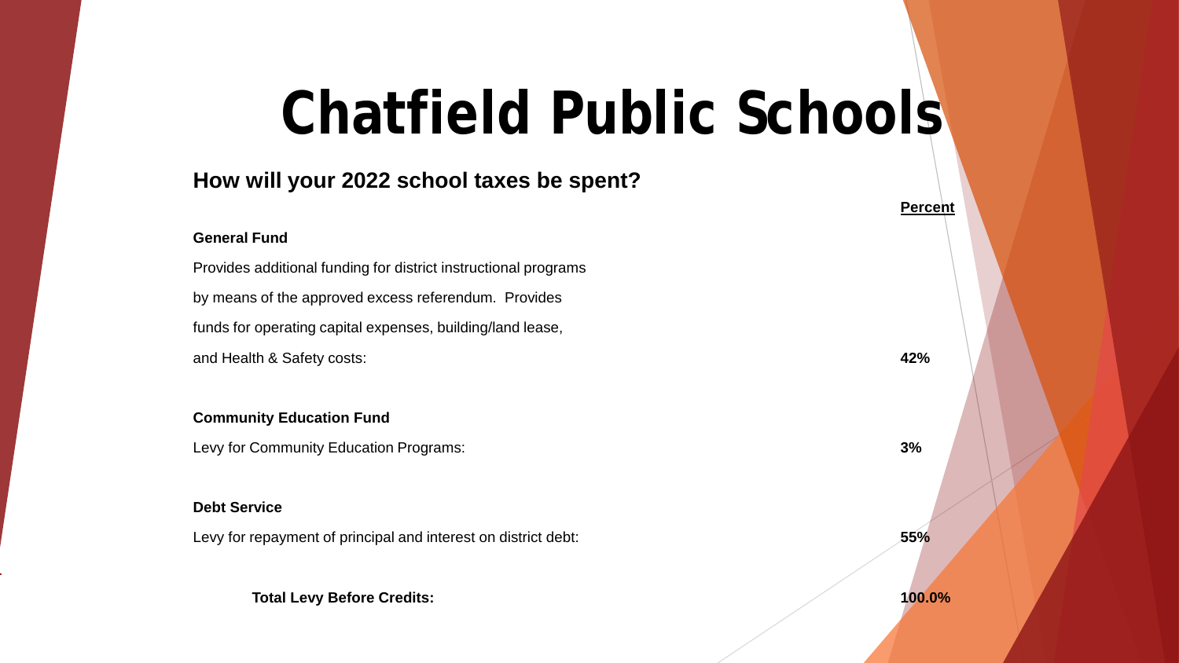# Chatfield Public Schools

## How will your 2022 school taxes be spent?

| | Percent |
|---|---|
| **General Fund** | |
| Provides additional funding for district instructional programs by means of the approved excess referendum. Provides funds for operating capital expenses, building/land lease, and Health & Safety costs: | **42%** |
| **Community Education Fund** | |
| Levy for Community Education Programs: | **3%** |
| **Debt Service** | |
| Levy for repayment of principal and interest on district debt: | **55%** |
| **Total Levy Before Credits:** | **100.0%** |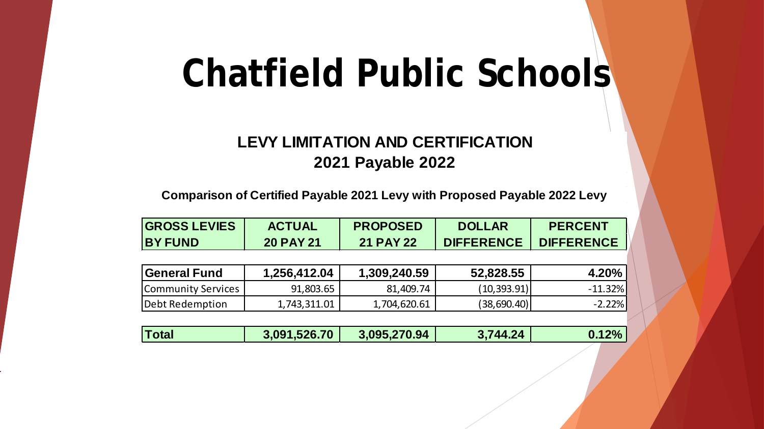# Chatfield Public Schools

## LEVY LIMITATION AND CERTIFICATION
## 2021 Payable 2022

**Comparison of Certified Payable 2021 Levy with Proposed Payable 2022 Levy**

| GROSS LEVIES BY FUND | ACTUAL 20 PAY 21 | PROPOSED 21 PAY 22 | DOLLAR DIFFERENCE | PERCENT DIFFERENCE |
|---|---|---|---|---|
| **General Fund** | **1,256,412.04** | **1,309,240.59** | **52,828.55** | **4.20%** |
| Community Services | 91,803.65 | 81,409.74 | (10,393.91) | -11.32% |
| Debt Redemption | 1,743,311.01 | 1,704,620.61 | (38,690.40) | -2.22% |
| **Total** | **3,091,526.70** | **3,095,270.94** | **3,744.24** | **0.12%** |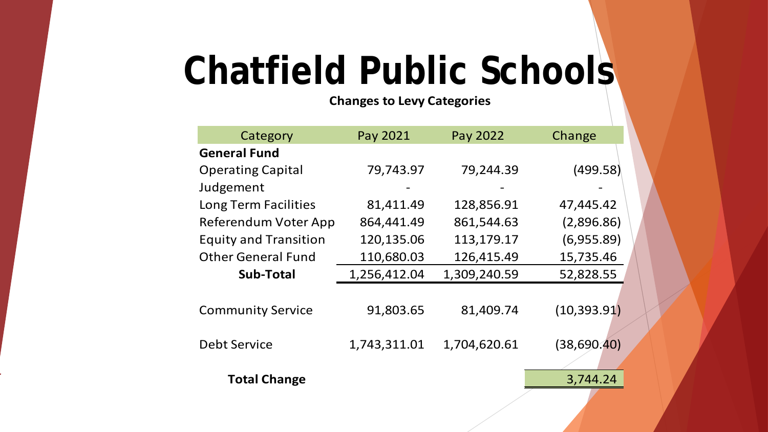# Chatfield Public Schools

**Changes to Levy Categories**

| Category | Pay 2021 | Pay 2022 | Change |
|---|---|---|---|
| **General Fund** | | | |
| Operating Capital | 79,743.97 | 79,244.39 | (499.58) |
| Judgement | - | - | - |
| Long Term Facilities | 81,411.49 | 128,856.91 | 47,445.42 |
| Referendum Voter App | 864,441.49 | 861,544.63 | (2,896.86) |
| Equity and Transition | 120,135.06 | 113,179.17 | (6,955.89) |
| Other General Fund | 110,680.03 | 126,415.49 | 15,735.46 |
| **Sub-Total** | 1,256,412.04 | 1,309,240.59 | 52,828.55 |
| Community Service | 91,803.65 | 81,409.74 | (10,393.91) |
| Debt Service | 1,743,311.01 | 1,704,620.61 | (38,690.40) |
| **Total Change** | | | 3,744.24 |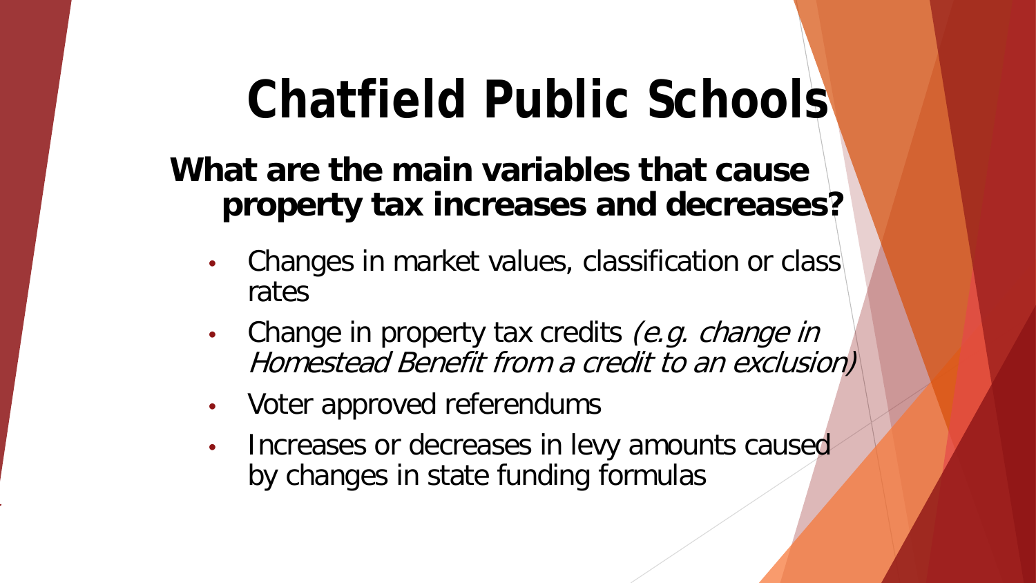# Chatfield Public Schools

## What are the main variables that cause property tax increases and decreases?

- Changes in market values, classification or class rates
- Change in property tax credits *(e.g. change in Homestead Benefit from a credit to an exclusion)*
- Voter approved referendums
- Increases or decreases in levy amounts caused by changes in state funding formulas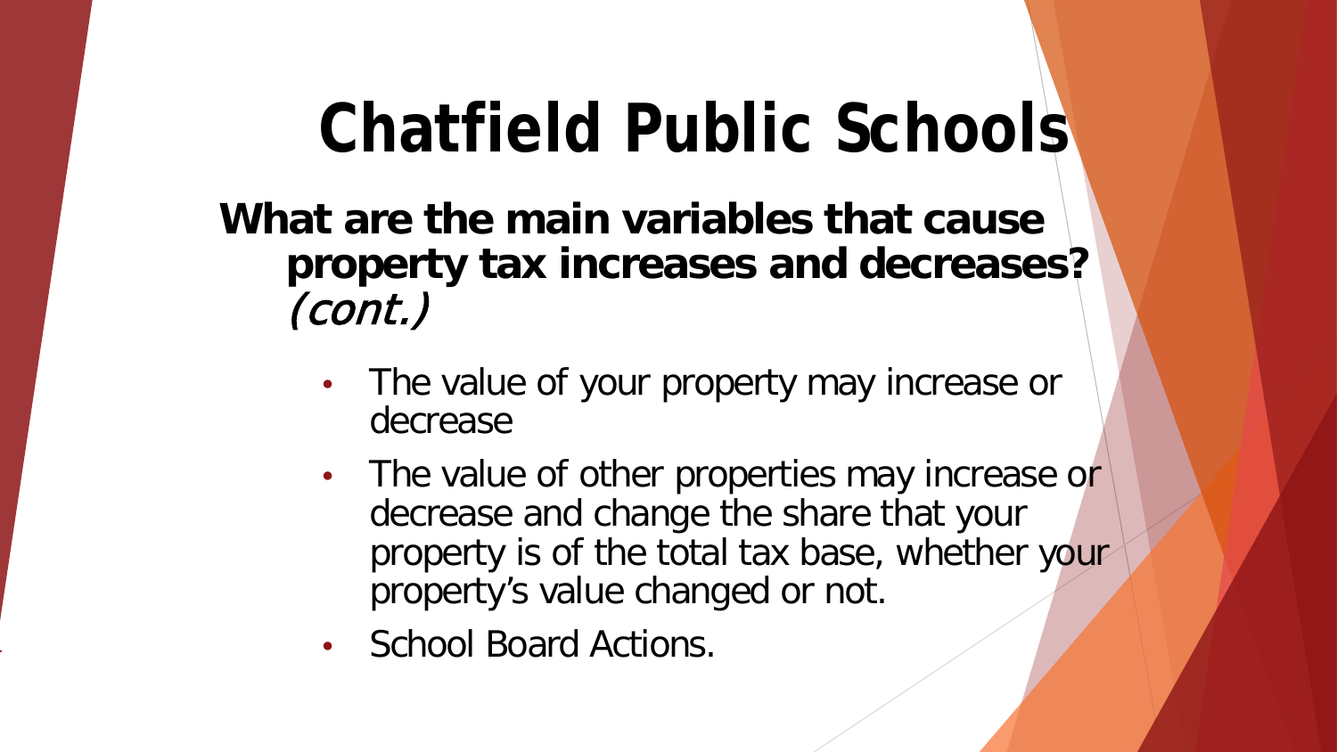# Chatfield Public Schools

## What are the main variables that cause property tax increases and decreases? *(cont.)*

- The value of your property may increase or decrease
- The value of other properties may increase or decrease and change the share that your property is of the total tax base, whether your property's value changed or not.
- School Board Actions.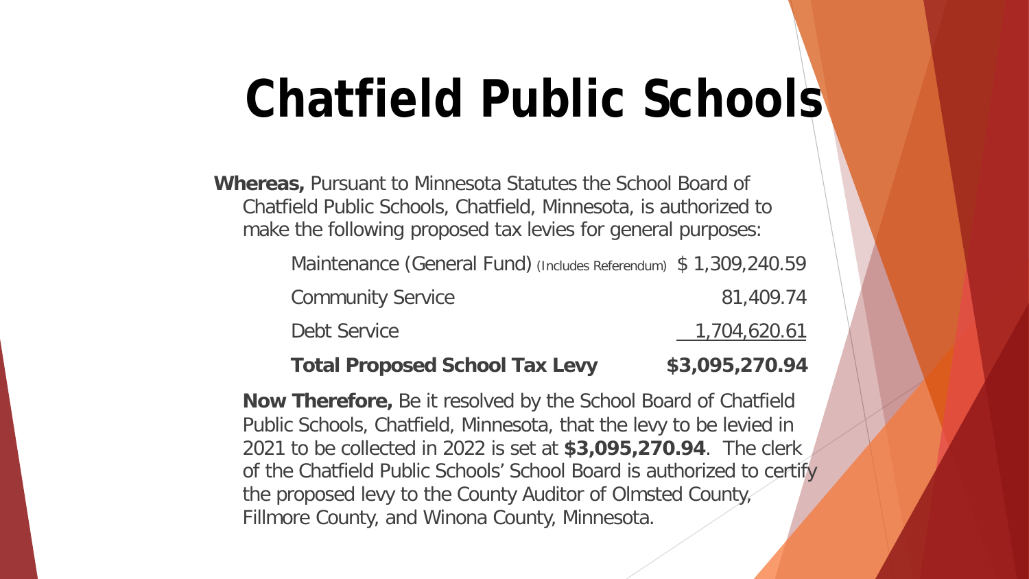# Chatfield Public Schools

**Whereas,** Pursuant to Minnesota Statutes the School Board of Chatfield Public Schools, Chatfield, Minnesota, is authorized to make the following proposed tax levies for general purposes:

| | |
|---|---|
| Maintenance (General Fund) (Includes Referendum) | $ 1,309,240.59 |
| Community Service | 81,409.74 |
| Debt Service | 1,704,620.61 |
| **Total Proposed School Tax Levy** | **$3,095,270.94** |

**Now Therefore,** Be it resolved by the School Board of Chatfield Public Schools, Chatfield, Minnesota, that the levy to be levied in 2021 to be collected in 2022 is set at **$3,095,270.94**. The clerk of the Chatfield Public Schools' School Board is authorized to certify the proposed levy to the County Auditor of Olmsted County, Fillmore County, and Winona County, Minnesota.